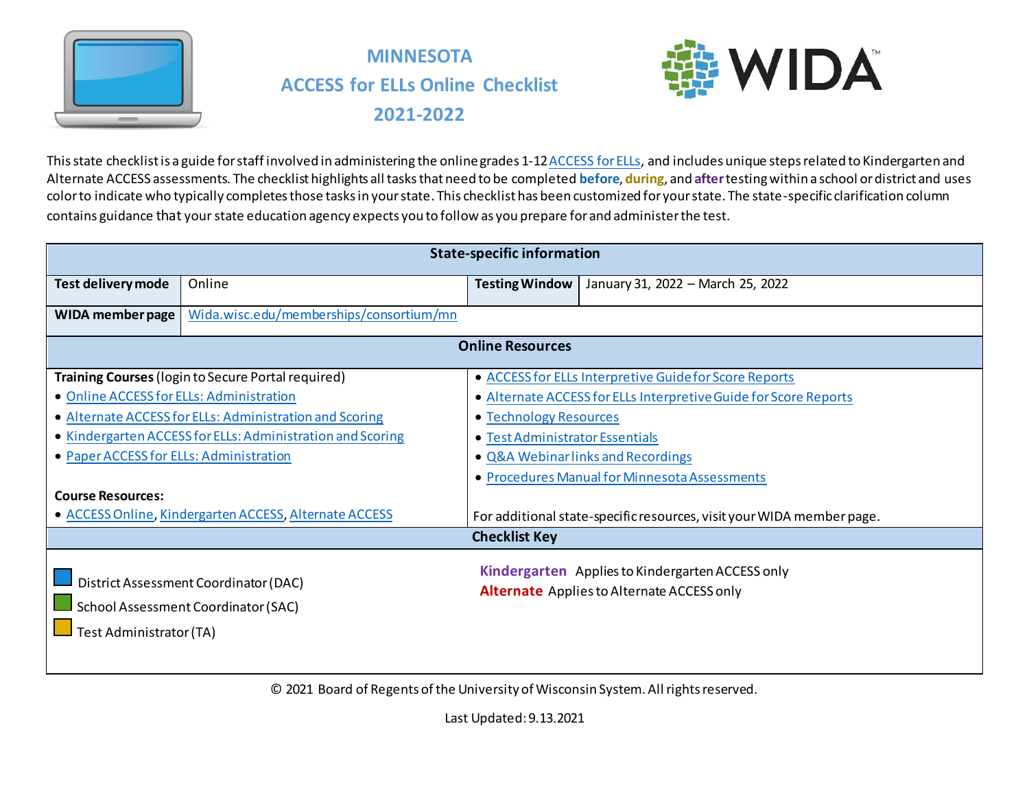# MINNESOTA
# ACCESS for ELLs Online Checklist
# 2021-2022

This state checklist is a guide for staff involved in administering the online grades 1-12 ACCESS for ELLs, and includes unique steps related to Kindergarten and Alternate ACCESS assessments. The checklist highlights all tasks that need to be completed **before**, **during**, and **after** testing within a school or district and uses color to indicate who typically completes those tasks in your state. This checklist has been customized for your state. The state-specific clarification column contains guidance that your state education agency expects you to follow as you prepare for and administer the test.

| State-specific information | | | |
|---|---|---|---|
| **Test delivery mode** | Online | **Testing Window** | January 31, 2022 – March 25, 2022 |
| **WIDA member page** | Wida.wisc.edu/memberships/consortium/mn | | |

| Online Resources | |
|---|---|
| **Training Courses** (login to Secure Portal required)<br>• Online ACCESS for ELLs: Administration<br>• Alternate ACCESS for ELLs: Administration and Scoring<br>• Kindergarten ACCESS for ELLs: Administration and Scoring<br>• Paper ACCESS for ELLs: Administration<br><br>**Course Resources:**<br>• ACCESS Online, Kindergarten ACCESS, Alternate ACCESS | • ACCESS for ELLs Interpretive Guide for Score Reports<br>• Alternate ACCESS for ELLs Interpretive Guide for Score Reports<br>• Technology Resources<br>• Test Administrator Essentials<br>• Q&A Webinar links and Recordings<br>• Procedures Manual for Minnesota Assessments<br><br>For additional state-specific resources, visit your WIDA member page. |

| Checklist Key | |
|---|---|
| District Assessment Coordinator (DAC) (blue)<br>School Assessment Coordinator (SAC) (green)<br>Test Administrator (TA) (yellow) | **Kindergarten** Applies to Kindergarten ACCESS only<br>**Alternate** Applies to Alternate ACCESS only |

© 2021 Board of Regents of the University of Wisconsin System. All rights reserved.

Last Updated: 9.13.2021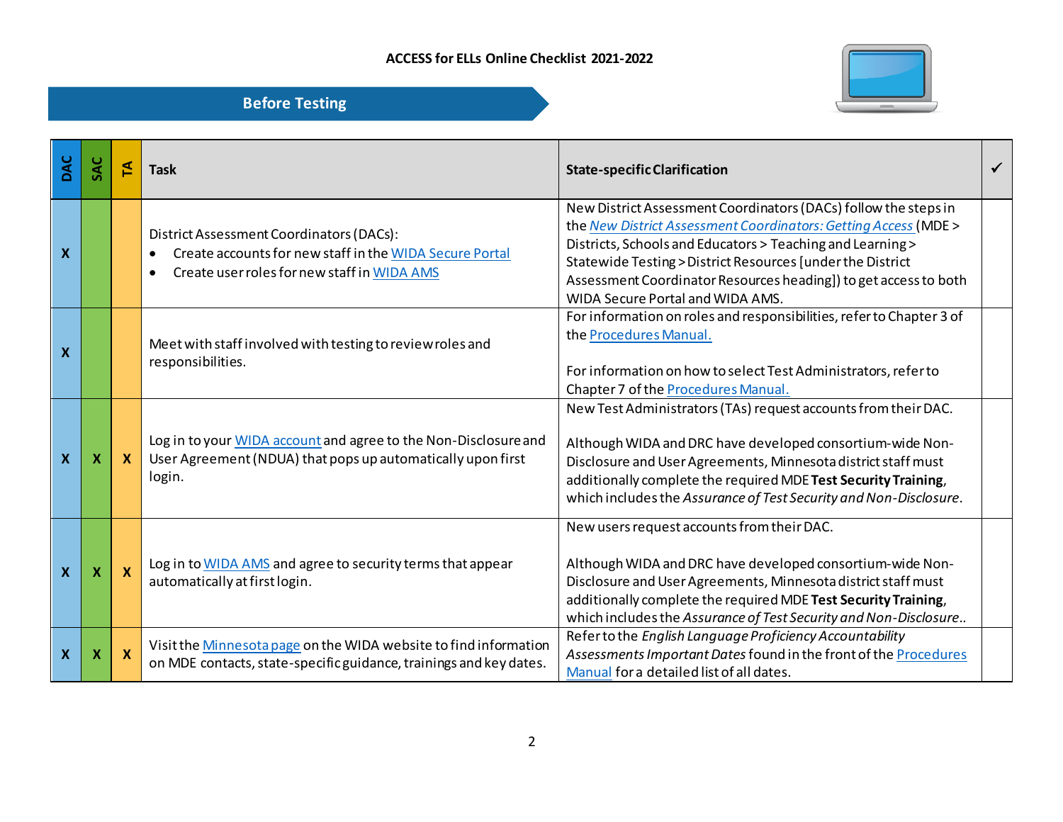ACCESS for ELLs Online Checklist 2021-2022

## Before Testing

| DAC | SAC | TA | Task | State-specific Clarification | ✓ |
|---|---|---|---|---|---|
| X | | | District Assessment Coordinators (DACs):<br>• Create accounts for new staff in the WIDA Secure Portal<br>• Create user roles for new staff in WIDA AMS | New District Assessment Coordinators (DACs) follow the steps in the *New District Assessment Coordinators: Getting Access* (MDE > Districts, Schools and Educators > Teaching and Learning > Statewide Testing > District Resources [under the District Assessment Coordinator Resources heading]) to get access to both WIDA Secure Portal and WIDA AMS. | |
| X | | | Meet with staff involved with testing to review roles and responsibilities. | For information on roles and responsibilities, refer to Chapter 3 of the Procedures Manual.<br><br>For information on how to select Test Administrators, refer to Chapter 7 of the Procedures Manual. | |
| X | X | X | Log in to your WIDA account and agree to the Non-Disclosure and User Agreement (NDUA) that pops up automatically upon first login. | New Test Administrators (TAs) request accounts from their DAC.<br><br>Although WIDA and DRC have developed consortium-wide Non-Disclosure and User Agreements, Minnesota district staff must additionally complete the required MDE **Test Security Training**, which includes the *Assurance of Test Security and Non-Disclosure*. | |
| X | X | X | Log in to WIDA AMS and agree to security terms that appear automatically at first login. | New users request accounts from their DAC.<br><br>Although WIDA and DRC have developed consortium-wide Non-Disclosure and User Agreements, Minnesota district staff must additionally complete the required MDE **Test Security Training**, which includes the *Assurance of Test Security and Non-Disclosure*.. | |
| X | X | X | Visit the Minnesota page on the WIDA website to find information on MDE contacts, state-specific guidance, trainings and key dates. | Refer to the *English Language Proficiency Accountability Assessments Important Dates* found in the front of the Procedures Manual for a detailed list of all dates. | |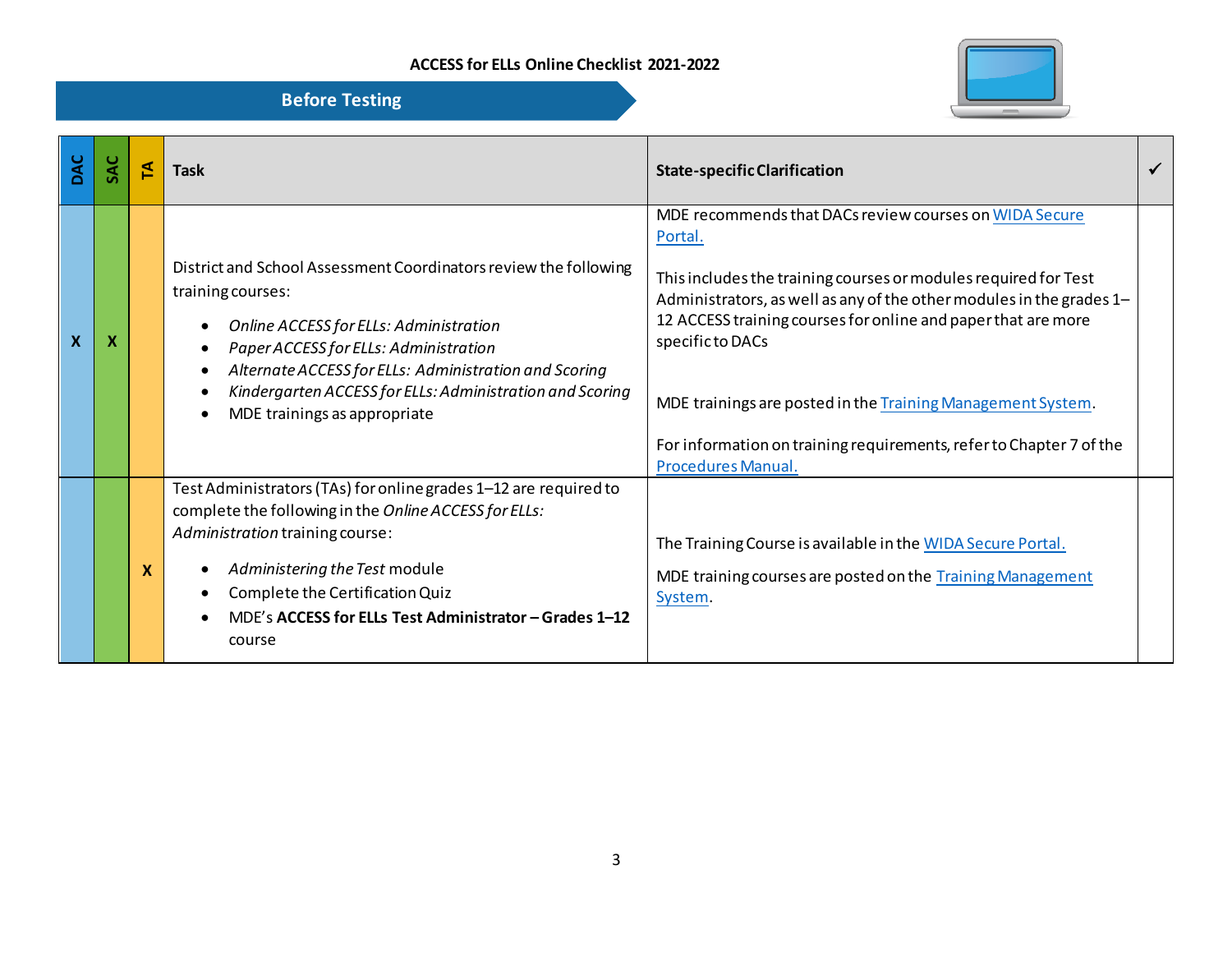ACCESS for ELLs Online Checklist 2021-2022

## Before Testing

| DAC | SAC | TA | Task | State-specific Clarification | ✓ |
|---|---|---|---|---|---|
| X | X | | District and School Assessment Coordinators review the following training courses:<br>• *Online ACCESS for ELLs: Administration*<br>• *Paper ACCESS for ELLs: Administration*<br>• *Alternate ACCESS for ELLs: Administration and Scoring*<br>• *Kindergarten ACCESS for ELLs: Administration and Scoring*<br>• MDE trainings as appropriate | MDE recommends that DACs review courses on WIDA Secure Portal.<br><br>This includes the training courses or modules required for Test Administrators, as well as any of the other modules in the grades 1–12 ACCESS training courses for online and paper that are more specific to DACs<br><br>MDE trainings are posted in the Training Management System.<br><br>For information on training requirements, refer to Chapter 7 of the Procedures Manual. | |
| | | X | Test Administrators (TAs) for online grades 1–12 are required to complete the following in the *Online ACCESS for ELLs: Administration* training course:<br>• *Administering the Test* module<br>• Complete the Certification Quiz<br>• MDE's **ACCESS for ELLs Test Administrator – Grades 1–12** course | The Training Course is available in the WIDA Secure Portal.<br><br>MDE training courses are posted on the Training Management System. | |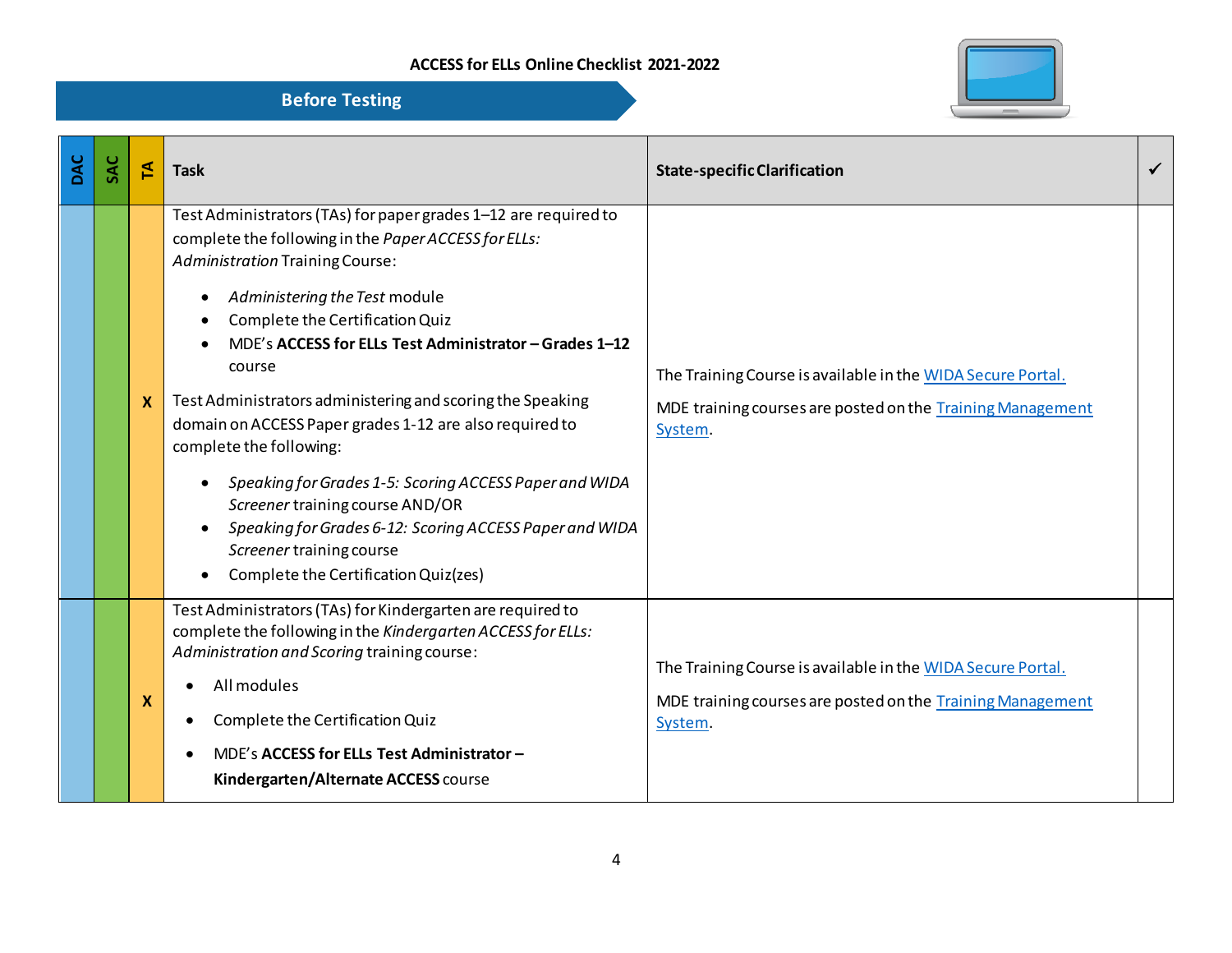ACCESS for ELLs Online Checklist 2021-2022

## Before Testing

| DAC | SAC | TA | Task | State-specific Clarification | ✓ |
|---|---|---|---|---|---|
| | | X | Test Administrators (TAs) for paper grades 1–12 are required to complete the following in the *Paper ACCESS for ELLs: Administration* Training Course:<br>• *Administering the Test* module<br>• Complete the Certification Quiz<br>• MDE's **ACCESS for ELLs Test Administrator – Grades 1–12** course<br>Test Administrators administering and scoring the Speaking domain on ACCESS Paper grades 1-12 are also required to complete the following:<br>• *Speaking for Grades 1-5: Scoring ACCESS Paper and WIDA Screener* training course AND/OR<br>• *Speaking for Grades 6-12: Scoring ACCESS Paper and WIDA Screener* training course<br>• Complete the Certification Quiz(zes) | The Training Course is available in the WIDA Secure Portal.<br>MDE training courses are posted on the Training Management System. | |
| | | X | Test Administrators (TAs) for Kindergarten are required to complete the following in the *Kindergarten ACCESS for ELLs: Administration and Scoring* training course:<br>• All modules<br>• Complete the Certification Quiz<br>• MDE's **ACCESS for ELLs Test Administrator – Kindergarten/Alternate ACCESS** course | The Training Course is available in the WIDA Secure Portal.<br>MDE training courses are posted on the Training Management System. | |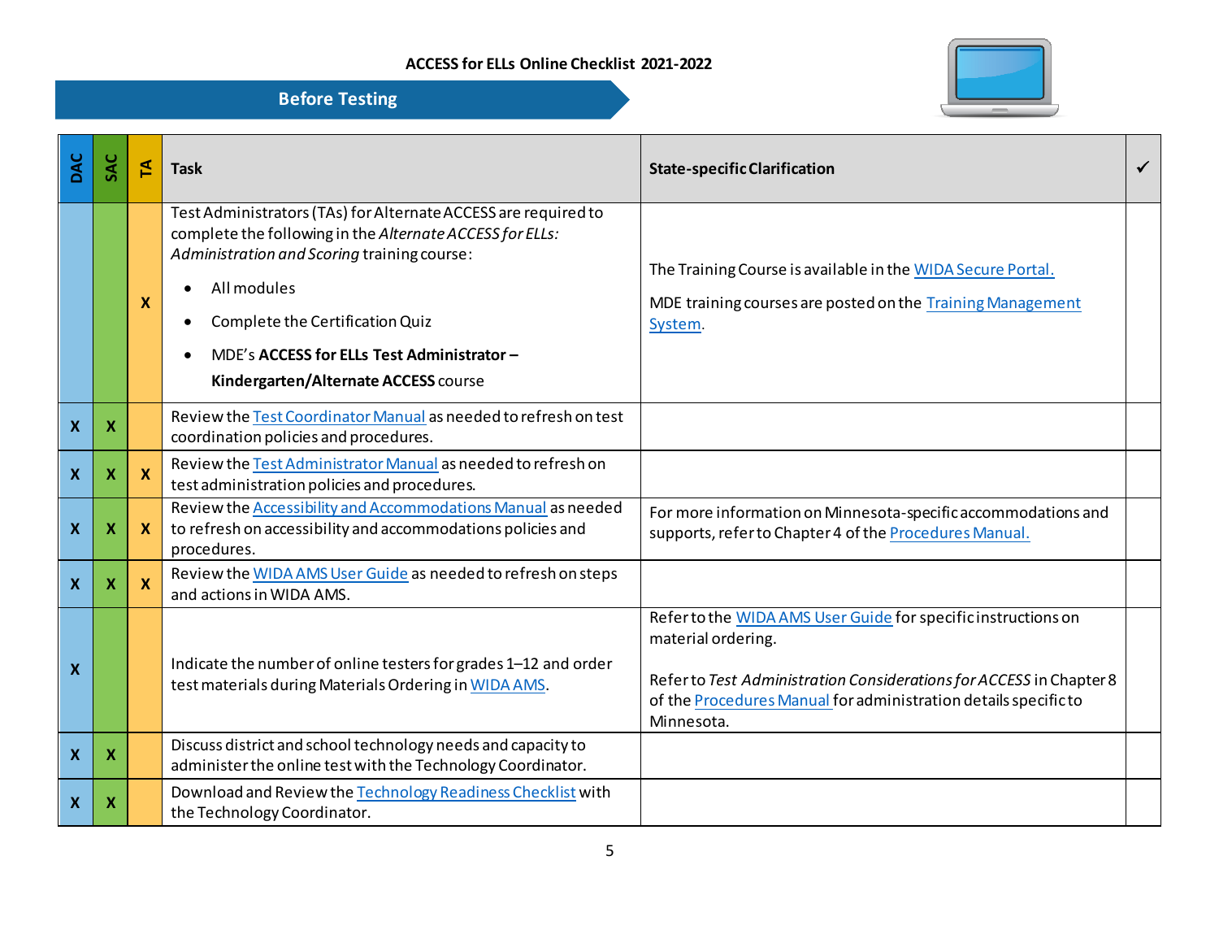# ACCESS for ELLs Online Checklist 2021-2022

## Before Testing

| DAC | SAC | TA | Task | State-specific Clarification | ✓ |
|---|---|---|---|---|---|
| | | X | Test Administrators (TAs) for Alternate ACCESS are required to complete the following in the *Alternate ACCESS for ELLs: Administration and Scoring* training course:<br>• All modules<br>• Complete the Certification Quiz<br>• MDE's **ACCESS for ELLs Test Administrator – Kindergarten/Alternate ACCESS** course | The Training Course is available in the WIDA Secure Portal.<br><br>MDE training courses are posted on the Training Management System. | |
| X | X | | Review the Test Coordinator Manual as needed to refresh on test coordination policies and procedures. | | |
| X | X | X | Review the Test Administrator Manual as needed to refresh on test administration policies and procedures. | | |
| X | X | X | Review the Accessibility and Accommodations Manual as needed to refresh on accessibility and accommodations policies and procedures. | For more information on Minnesota-specific accommodations and supports, refer to Chapter 4 of the Procedures Manual. | |
| X | X | X | Review the WIDA AMS User Guide as needed to refresh on steps and actions in WIDA AMS. | | |
| X | | | Indicate the number of online testers for grades 1–12 and order test materials during Materials Ordering in WIDA AMS. | Refer to the WIDA AMS User Guide for specific instructions on material ordering.<br><br>Refer to *Test Administration Considerations for ACCESS* in Chapter 8 of the Procedures Manual for administration details specific to Minnesota. | |
| X | X | | Discuss district and school technology needs and capacity to administer the online test with the Technology Coordinator. | | |
| X | X | | Download and Review the Technology Readiness Checklist with the Technology Coordinator. | | |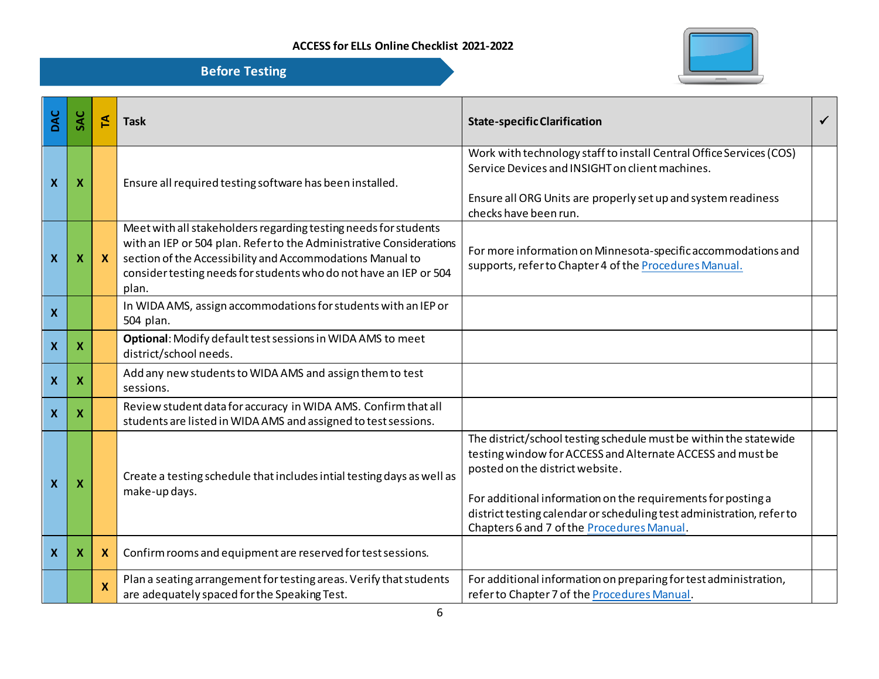ACCESS for ELLs Online Checklist 2021-2022

## Before Testing

| DAC | SAC | TA | Task | State-specific Clarification | ✓ |
|---|---|---|---|---|---|
| X | X | | Ensure all required testing software has been installed. | Work with technology staff to install Central Office Services (COS) Service Devices and INSIGHT on client machines.<br><br>Ensure all ORG Units are properly set up and system readiness checks have been run. | |
| X | X | X | Meet with all stakeholders regarding testing needs for students with an IEP or 504 plan. Refer to the Administrative Considerations section of the Accessibility and Accommodations Manual to consider testing needs for students who do not have an IEP or 504 plan. | For more information on Minnesota-specific accommodations and supports, refer to Chapter 4 of the Procedures Manual. | |
| X | | | In WIDA AMS, assign accommodations for students with an IEP or 504 plan. | | |
| X | X | | **Optional**: Modify default test sessions in WIDA AMS to meet district/school needs. | | |
| X | X | | Add any new students to WIDA AMS and assign them to test sessions. | | |
| X | X | | Review student data for accuracy in WIDA AMS. Confirm that all students are listed in WIDA AMS and assigned to test sessions. | | |
| X | X | | Create a testing schedule that includes intial testing days as well as make-up days. | The district/school testing schedule must be within the statewide testing window for ACCESS and Alternate ACCESS and must be posted on the district website.<br><br>For additional information on the requirements for posting a district testing calendar or scheduling test administration, refer to Chapters 6 and 7 of the Procedures Manual. | |
| X | X | X | Confirm rooms and equipment are reserved for test sessions. | | |
| | | X | Plan a seating arrangement for testing areas. Verify that students are adequately spaced for the Speaking Test. | For additional information on preparing for test administration, refer to Chapter 7 of the Procedures Manual. | |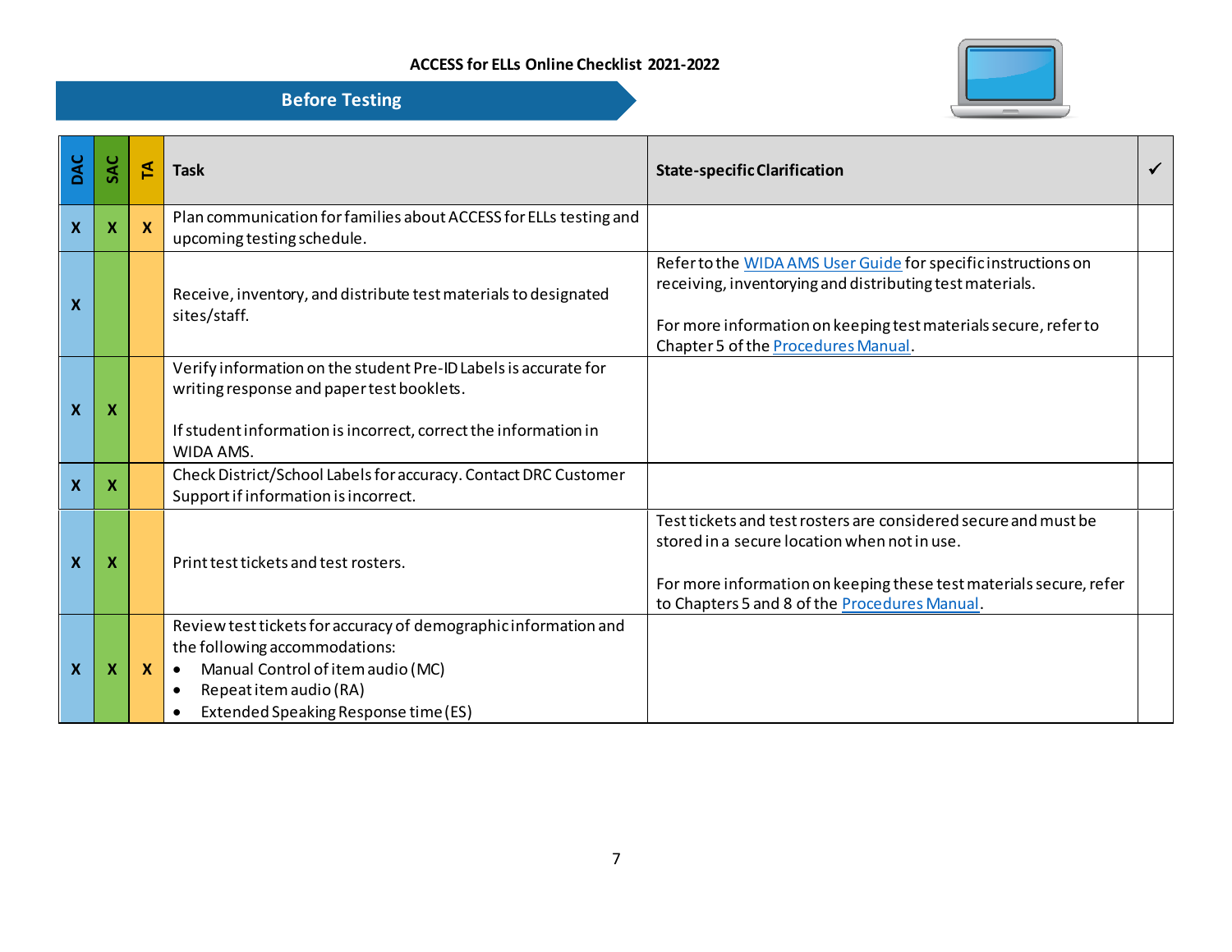ACCESS for ELLs Online Checklist 2021-2022

## Before Testing

| DAC | SAC | TA | Task | State-specific Clarification | ✓ |
|---|---|---|---|---|---|
| X | X | X | Plan communication for families about ACCESS for ELLs testing and upcoming testing schedule. | | |
| X | | | Receive, inventory, and distribute test materials to designated sites/staff. | Refer to the WIDA AMS User Guide for specific instructions on receiving, inventorying and distributing test materials.<br><br>For more information on keeping test materials secure, refer to Chapter 5 of the Procedures Manual. | |
| X | X | | Verify information on the student Pre-ID Labels is accurate for writing response and paper test booklets.<br><br>If student information is incorrect, correct the information in WIDA AMS. | | |
| X | X | | Check District/School Labels for accuracy. Contact DRC Customer Support if information is incorrect. | | |
| X | X | | Print test tickets and test rosters. | Test tickets and test rosters are considered secure and must be stored in a secure location when not in use.<br><br>For more information on keeping these test materials secure, refer to Chapters 5 and 8 of the Procedures Manual. | |
| X | X | X | Review test tickets for accuracy of demographic information and the following accommodations:<br>• Manual Control of item audio (MC)<br>• Repeat item audio (RA)<br>• Extended Speaking Response time (ES) | | |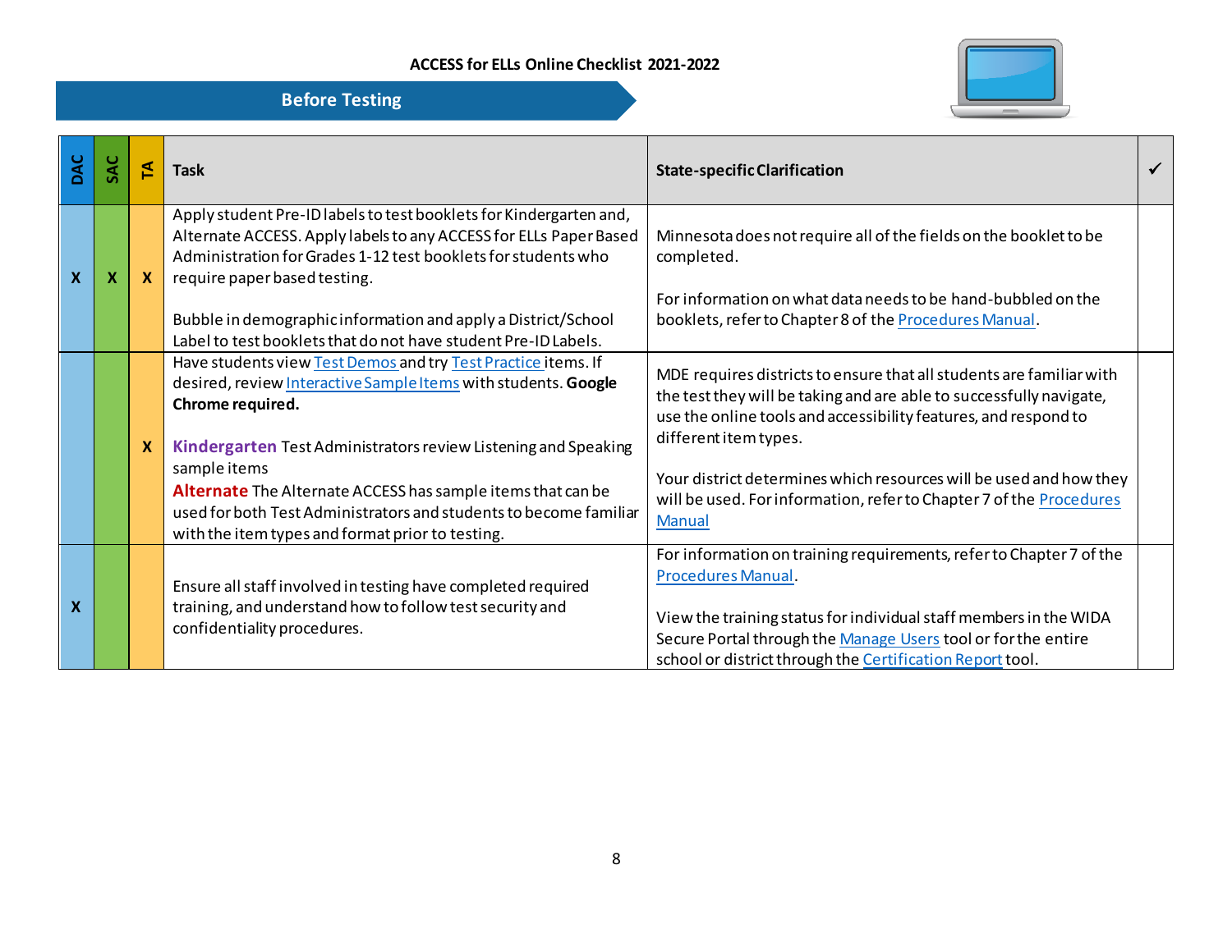ACCESS for ELLs Online Checklist 2021-2022

## Before Testing

| DAC | SAC | TA | Task | State-specific Clarification | ✓ |
|---|---|---|---|---|---|
| X | X | X | Apply student Pre-ID labels to test booklets for Kindergarten and, Alternate ACCESS. Apply labels to any ACCESS for ELLs Paper Based Administration for Grades 1-12 test booklets for students who require paper based testing.<br><br>Bubble in demographic information and apply a District/School Label to test booklets that do not have student Pre-ID Labels. | Minnesota does not require all of the fields on the booklet to be completed.<br><br>For information on what data needs to be hand-bubbled on the booklets, refer to Chapter 8 of the Procedures Manual. | |
| | | X | Have students view Test Demos and try Test Practice items. If desired, review Interactive Sample Items with students. **Google Chrome required.**<br><br>**Kindergarten** Test Administrators review Listening and Speaking sample items<br>**Alternate** The Alternate ACCESS has sample items that can be used for both Test Administrators and students to become familiar with the item types and format prior to testing. | MDE requires districts to ensure that all students are familiar with the test they will be taking and are able to successfully navigate, use the online tools and accessibility features, and respond to different item types.<br><br>Your district determines which resources will be used and how they will be used. For information, refer to Chapter 7 of the Procedures Manual | |
| X | | | Ensure all staff involved in testing have completed required training, and understand how to follow test security and confidentiality procedures. | For information on training requirements, refer to Chapter 7 of the Procedures Manual.<br><br>View the training status for individual staff members in the WIDA Secure Portal through the Manage Users tool or for the entire school or district through the Certification Report tool. | |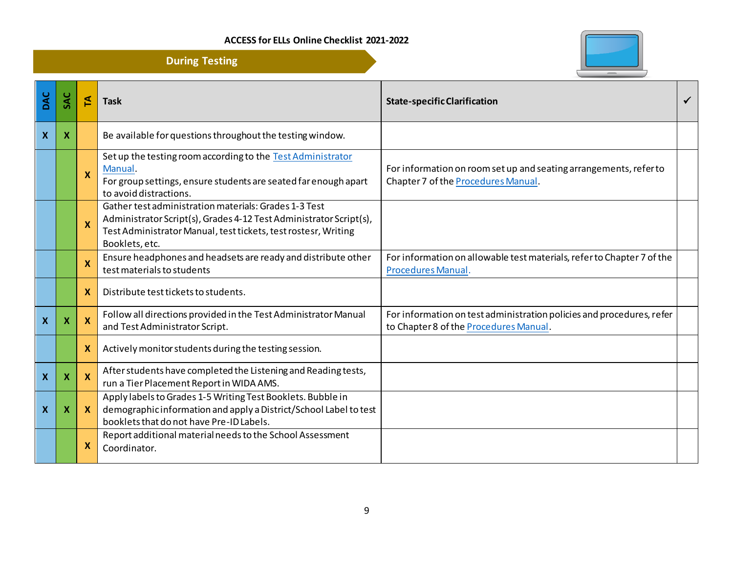ACCESS for ELLs Online Checklist 2021-2022

## During Testing

| DAC | SAC | TA | Task | State-specific Clarification | ✓ |
|---|---|---|---|---|---|
| X | X | | Be available for questions throughout the testing window. | | |
| | | X | Set up the testing room according to the Test Administrator Manual. For group settings, ensure students are seated far enough apart to avoid distractions. | For information on room set up and seating arrangements, refer to Chapter 7 of the Procedures Manual. | |
| | | X | Gather test administration materials: Grades 1-3 Test Administrator Script(s), Grades 4-12 Test Administrator Script(s), Test Administrator Manual, test tickets, test rostesr, Writing Booklets, etc. | | |
| | | X | Ensure headphones and headsets are ready and distribute other test materials to students | For information on allowable test materials, refer to Chapter 7 of the Procedures Manual. | |
| | | X | Distribute test tickets to students. | | |
| X | X | X | Follow all directions provided in the Test Administrator Manual and Test Administrator Script. | For information on test administration policies and procedures, refer to Chapter 8 of the Procedures Manual. | |
| | | X | Actively monitor students during the testing session. | | |
| X | X | X | After students have completed the Listening and Reading tests, run a Tier Placement Report in WIDA AMS. | | |
| X | X | X | Apply labels to Grades 1-5 Writing Test Booklets. Bubble in demographic information and apply a District/School Label to test booklets that do not have Pre-ID Labels. | | |
| | | X | Report additional material needs to the School Assessment Coordinator. | | |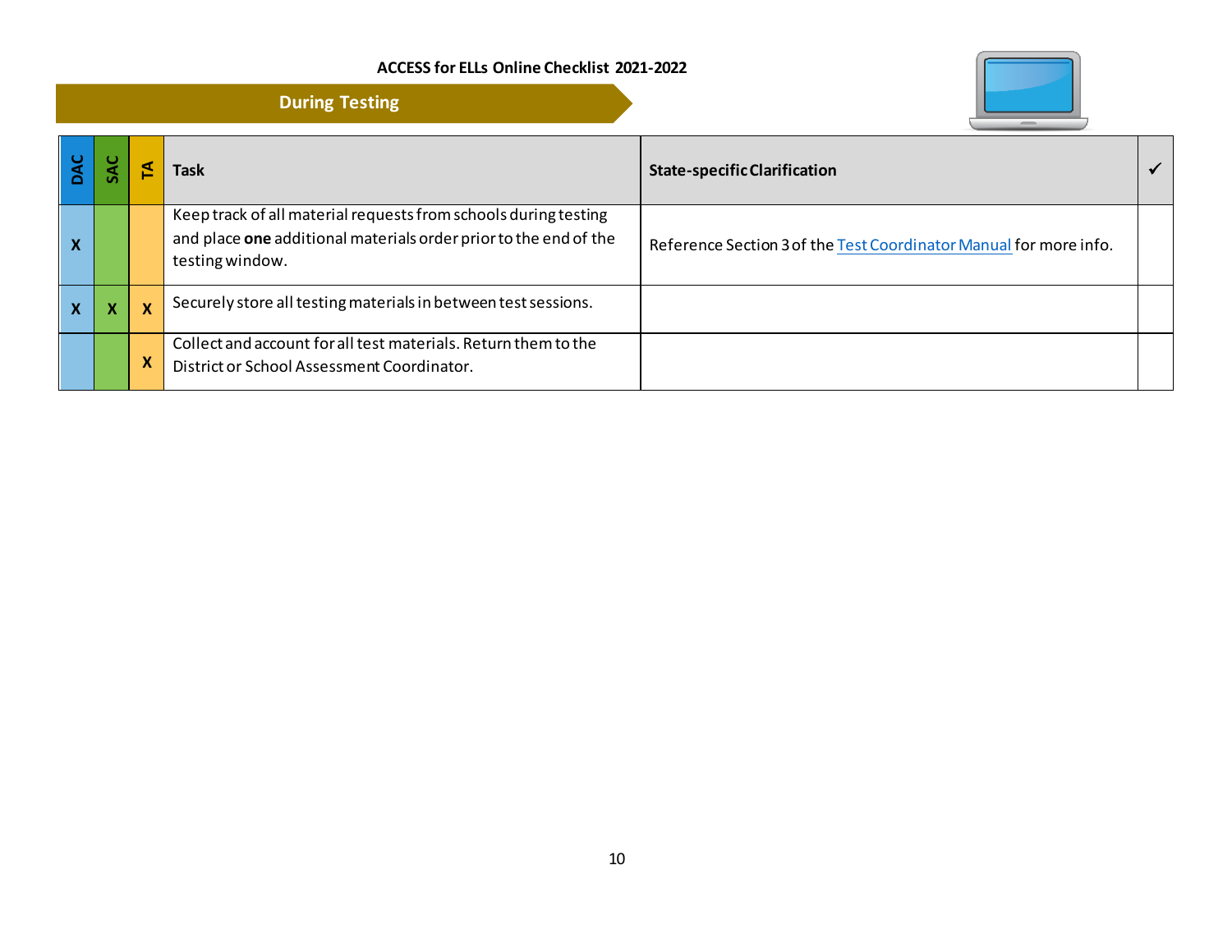ACCESS for ELLs Online Checklist 2021-2022

## During Testing

| DAC | SAC | TA | Task | State-specific Clarification | ✓ |
|---|---|---|---|---|---|
| X | | | Keep track of all material requests from schools during testing and place **one** additional materials order prior to the end of the testing window. | Reference Section 3 of the Test Coordinator Manual for more info. | |
| X | X | X | Securely store all testing materials in between test sessions. | | |
| | | X | Collect and account for all test materials. Return them to the District or School Assessment Coordinator. | | |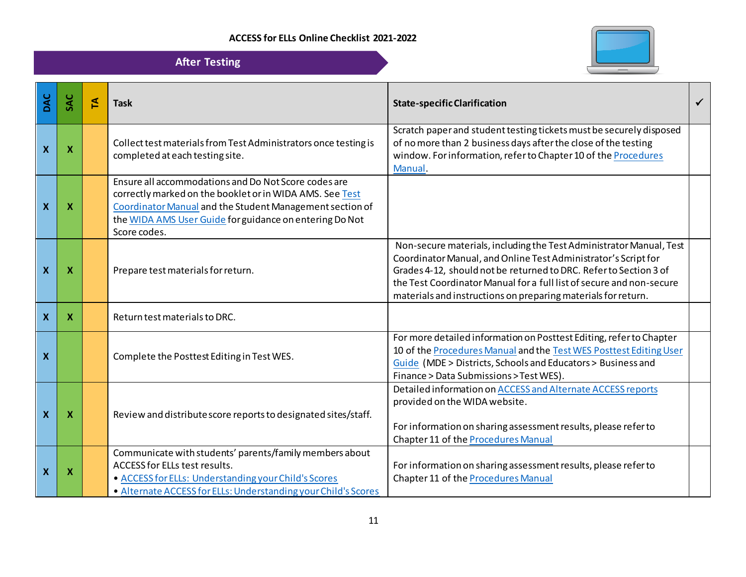ACCESS for ELLs Online Checklist 2021-2022

## After Testing

| DAC | SAC | TA | Task | State-specific Clarification | ✓ |
|---|---|---|---|---|---|
| X | X | | Collect test materials from Test Administrators once testing is completed at each testing site. | Scratch paper and student testing tickets must be securely disposed of no more than 2 business days after the close of the testing window. For information, refer to Chapter 10 of the Procedures Manual. | |
| X | X | | Ensure all accommodations and Do Not Score codes are correctly marked on the booklet or in WIDA AMS. See Test Coordinator Manual and the Student Management section of the WIDA AMS User Guide for guidance on entering Do Not Score codes. | | |
| X | X | | Prepare test materials for return. | Non-secure materials, including the Test Administrator Manual, Test Coordinator Manual, and Online Test Administrator's Script for Grades 4-12, should not be returned to DRC. Refer to Section 3 of the Test Coordinator Manual for a full list of secure and non-secure materials and instructions on preparing materials for return. | |
| X | X | | Return test materials to DRC. | | |
| X | | | Complete the Posttest Editing in Test WES. | For more detailed information on Posttest Editing, refer to Chapter 10 of the Procedures Manual and the Test WES Posttest Editing User Guide (MDE > Districts, Schools and Educators > Business and Finance > Data Submissions > Test WES). | |
| X | X | | Review and distribute score reports to designated sites/staff. | Detailed information on ACCESS and Alternate ACCESS reports provided on the WIDA website.<br><br>For information on sharing assessment results, please refer to Chapter 11 of the Procedures Manual | |
| X | X | | Communicate with students' parents/family members about ACCESS for ELLs test results.<br>• ACCESS for ELLs: Understanding your Child's Scores<br>• Alternate ACCESS for ELLs: Understanding your Child's Scores | For information on sharing assessment results, please refer to Chapter 11 of the Procedures Manual | |